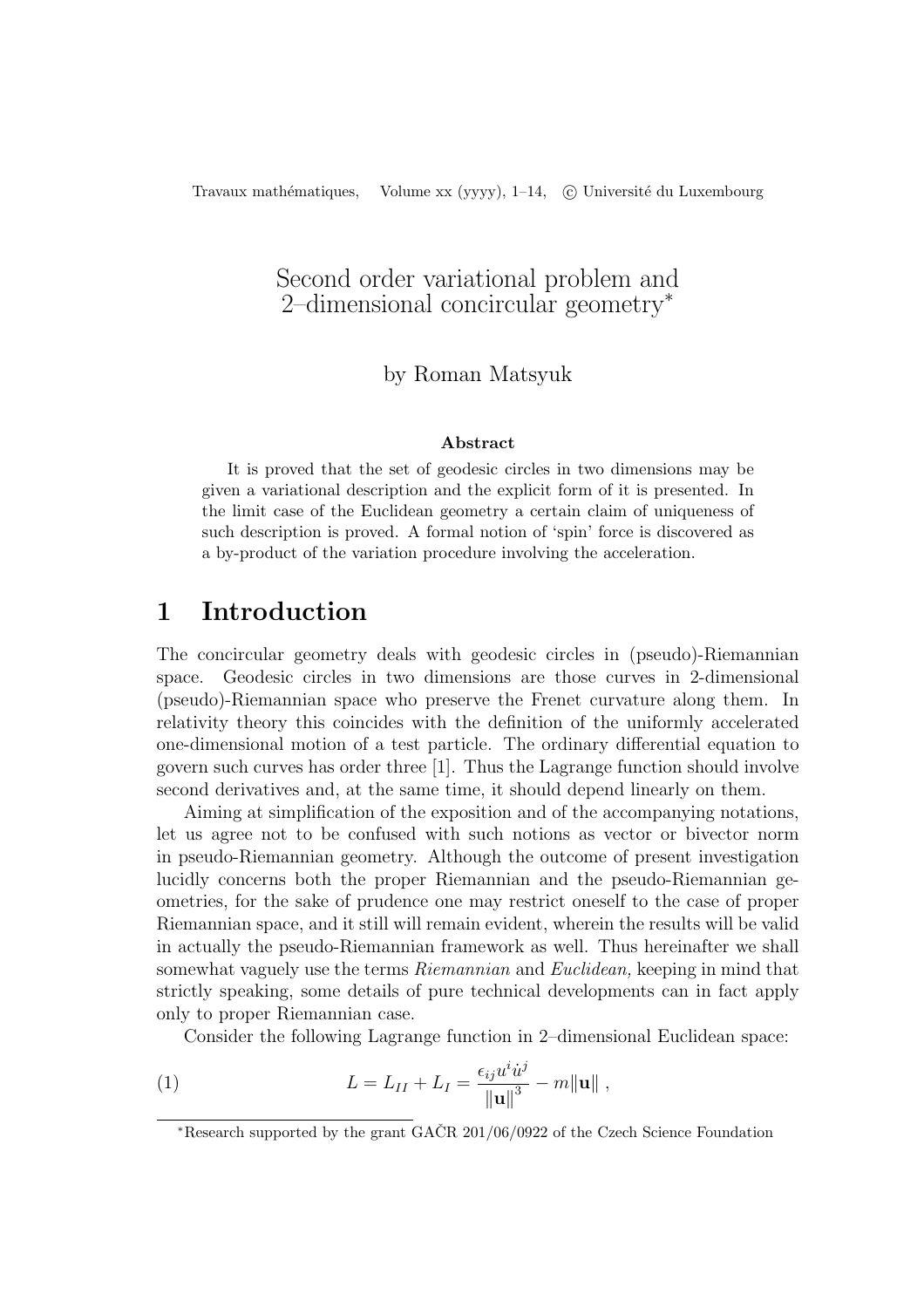# Second order variational problem and 2–dimensional concircular geometry*

by Roman Matsyuk

**Abstract**

It is proved that the set of geodesic circles in two dimensions may be given a variational description and the explicit form of it is presented. In the limit case of the Euclidean geometry a certain claim of uniqueness of such description is proved. A formal notion of 'spin' force is discovered as a by-product of the variation procedure involving the acceleration.

## 1 Introduction

The concircular geometry deals with geodesic circles in (pseudo)-Riemannian space. Geodesic circles in two dimensions are those curves in 2-dimensional (pseudo)-Riemannian space who preserve the Frenet curvature along them. In relativity theory this coincides with the definition of the uniformly accelerated one-dimensional motion of a test particle. The ordinary differential equation to govern such curves has order three [1]. Thus the Lagrange function should involve second derivatives and, at the same time, it should depend linearly on them.

Aiming at simplification of the exposition and of the accompanying notations, let us agree not to be confused with such notions as vector or bivector norm in pseudo-Riemannian geometry. Although the outcome of present investigation lucidly concerns both the proper Riemannian and the pseudo-Riemannian geometries, for the sake of prudence one may restrict oneself to the case of proper Riemannian space, and it still will remain evident, wherein the results will be valid in actually the pseudo-Riemannian framework as well. Thus hereinafter we shall somewhat vaguely use the terms *Riemannian* and *Euclidean,* keeping in mind that strictly speaking, some details of pure technical developments can in fact apply only to proper Riemannian case.

Consider the following Lagrange function in 2–dimensional Euclidean space:

$$L = L_{II} + L_{I} = \frac{\epsilon_{ij} u^i \dot{u}^j}{\|\mathbf{u}\|^3} - m\|\mathbf{u}\| \,, \tag{1}$$

*Research supported by the grant GAČR 201/06/0922 of the Czech Science Foundation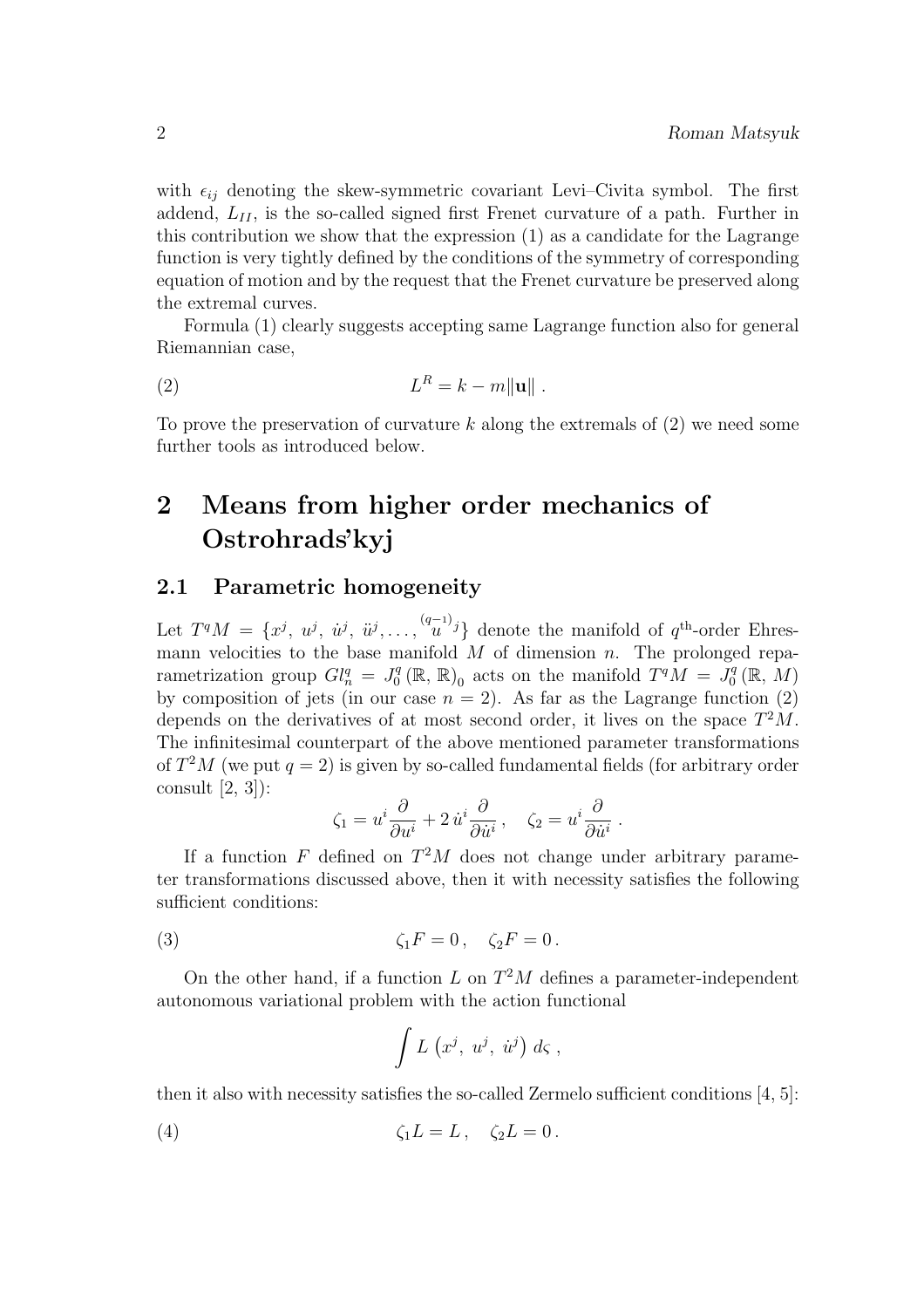with $\epsilon_{ij}$ denoting the skew-symmetric covariant Levi–Civita symbol. The first addend, $L_{II}$, is the so-called signed first Frenet curvature of a path. Further in this contribution we show that the expression (1) as a candidate for the Lagrange function is very tightly defined by the conditions of the symmetry of corresponding equation of motion and by the request that the Frenet curvature be preserved along the extremal curves.

Formula (1) clearly suggests accepting same Lagrange function also for general Riemannian case,

$$L^R = k - m\|\mathbf{u}\| \,. \tag{2}$$

To prove the preservation of curvature $k$ along the extremals of (2) we need some further tools as introduced below.

# 2 Means from higher order mechanics of Ostrohrads'kyj

## 2.1 Parametric homogeneity

Let $T^qM = \{x^j,\ u^j,\ \dot{u}^j,\ \ddot{u}^j, \ldots, \overset{(q-1)}{u}{}^j\}$ denote the manifold of $q^{\text{th}}$-order Ehresmann velocities to the base manifold $M$ of dimension $n$. The prolonged reparametrization group $Gl^q_n = J^q_0\left(\mathbb{R},\, \mathbb{R}\right)_0$ acts on the manifold $T^qM = J^q_0\left(\mathbb{R},\, M\right)$ by composition of jets (in our case $n = 2$). As far as the Lagrange function (2) depends on the derivatives of at most second order, it lives on the space $T^2M$. The infinitesimal counterpart of the above mentioned parameter transformations of $T^2M$ (we put $q = 2$) is given by so-called fundamental fields (for arbitrary order consult [2, 3]):

$$\zeta_1 = u^i \frac{\partial}{\partial u^i} + 2\,\dot{u}^i \frac{\partial}{\partial \dot{u}^i}\,, \quad \zeta_2 = u^i \frac{\partial}{\partial \dot{u}^i}\,.$$

If a function $F$ defined on $T^2M$ does not change under arbitrary parameter transformations discussed above, then it with necessity satisfies the following sufficient conditions:

$$\zeta_1 F = 0\,, \quad \zeta_2 F = 0\,. \tag{3}$$

On the other hand, if a function $L$ on $T^2M$ defines a parameter-independent autonomous variational problem with the action functional

$$\int L\left(x^j,\ u^j,\ \dot{u}^j\right)\, d\varsigma\,,$$

then it also with necessity satisfies the so-called Zermelo sufficient conditions [4, 5]:

$$\zeta_1 L = L\,, \quad \zeta_2 L = 0\,. \tag{4}$$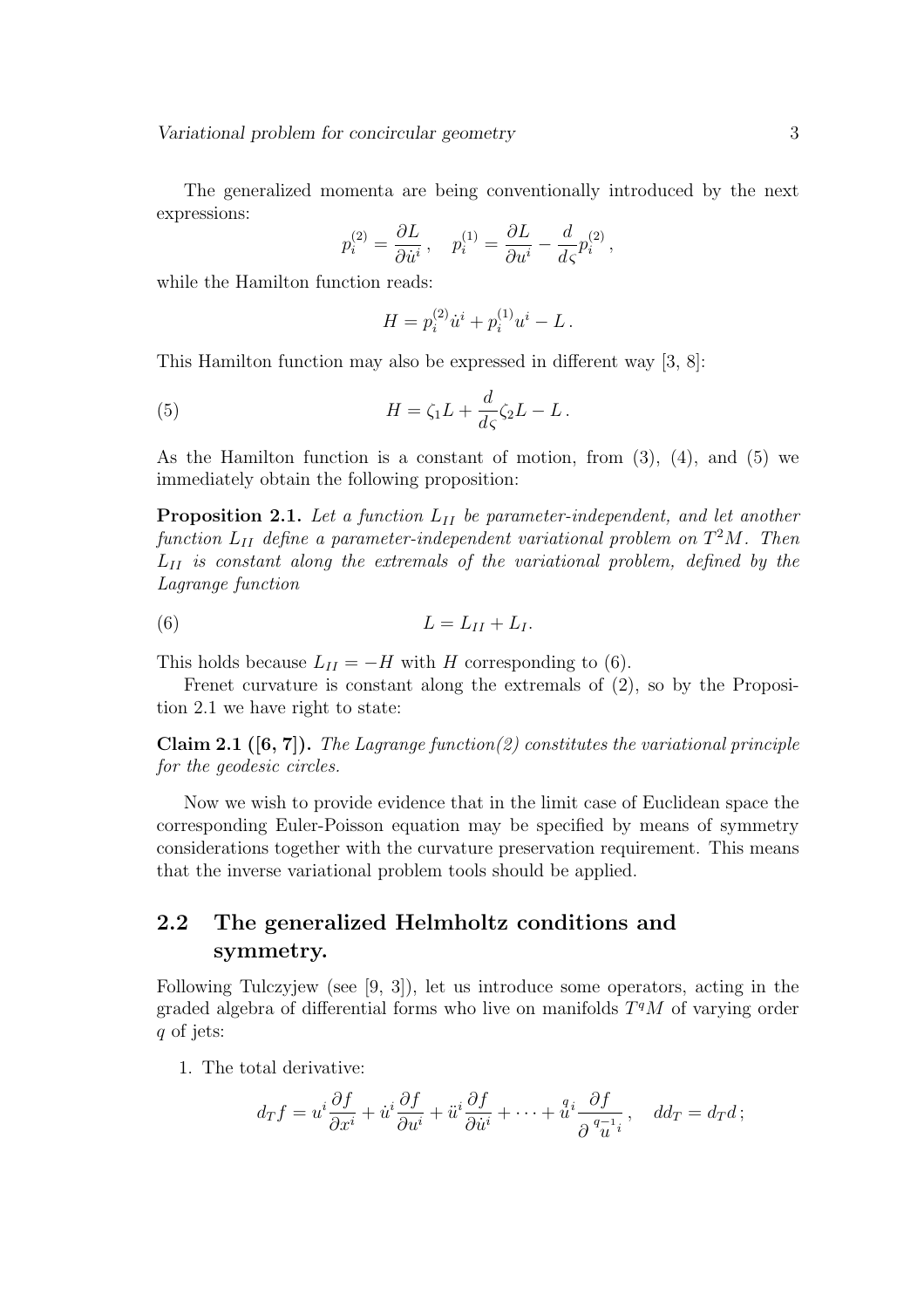The generalized momenta are being conventionally introduced by the next expressions:

$$p_i^{(2)} = \frac{\partial L}{\partial \dot{u}^i}\,, \quad p_i^{(1)} = \frac{\partial L}{\partial u^i} - \frac{d}{d\varsigma} p_i^{(2)}\,,$$

while the Hamilton function reads:

$$H = p_i^{(2)} \dot{u}^i + p_i^{(1)} u^i - L\,.$$

This Hamilton function may also be expressed in different way [3, 8]:

$$H = \zeta_1 L + \frac{d}{d\varsigma} \zeta_2 L - L\,. \tag{5}$$

As the Hamilton function is a constant of motion, from (3), (4), and (5) we immediately obtain the following proposition:

**Proposition 2.1.** *Let a function $L_{II}$ be parameter-independent, and let another function $L_{II}$ define a parameter-independent variational problem on $T^2M$. Then $L_{II}$ is constant along the extremals of the variational problem, defined by the Lagrange function*

$$L = L_{II} + L_I. \tag{6}$$

This holds because $L_{II} = -H$ with $H$ corresponding to (6).

Frenet curvature is constant along the extremals of (2), so by the Proposition 2.1 we have right to state:

**Claim 2.1 ([6, 7]).** *The Lagrange function(2) constitutes the variational principle for the geodesic circles.*

Now we wish to provide evidence that in the limit case of Euclidean space the corresponding Euler-Poisson equation may be specified by means of symmetry considerations together with the curvature preservation requirement. This means that the inverse variational problem tools should be applied.

## 2.2 The generalized Helmholtz conditions and symmetry.

Following Tulczyjew (see [9, 3]), let us introduce some operators, acting in the graded algebra of differential forms who live on manifolds $T^qM$ of varying order $q$ of jets:

1. The total derivative:

$$d_T f = u^i \frac{\partial f}{\partial x^i} + \dot{u}^i \frac{\partial f}{\partial u^i} + \ddot{u}^i \frac{\partial f}{\partial \dot{u}^i} + \cdots + \overset{q}{u}{}^i \frac{\partial f}{\partial \overset{q-1}{u}{}^i}\,, \quad dd_T = d_T d\,;$$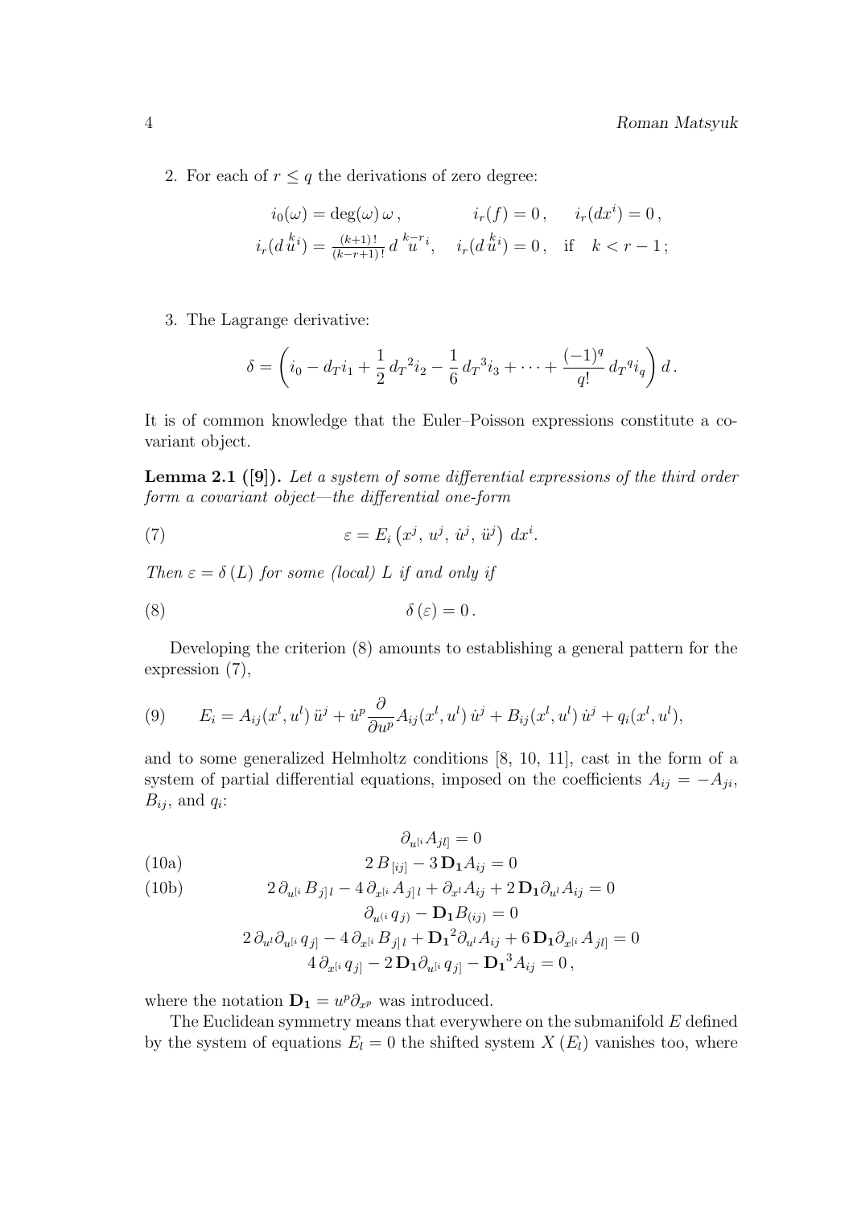2. For each of $r \le q$ the derivations of zero degree:

$$
i_0(\omega) = \deg(\omega)\,\omega\,, \qquad i_r(f) = 0\,, \quad i_r(dx^i) = 0\,,
$$
$$
i_r(d\overset{k}{u}{}^i) = \tfrac{(k+1)\,!}{(k-r+1)\,!}\, d\overset{k-r}{u}{}^i, \quad i_r(d\overset{k}{u}{}^i) = 0\,, \quad \text{if} \quad k < r-1\,;
$$

3. The Lagrange derivative:

$$
\delta = \left( i_0 - d_T i_1 + \frac{1}{2}\, {d_T}^2 i_2 - \frac{1}{6}\, {d_T}^3 i_3 + \cdots + \frac{(-1)^q}{q!}\, {d_T}^q i_q \right) d\,.
$$

It is of common knowledge that the Euler–Poisson expressions constitute a covariant object.

**Lemma 2.1 ([9]).** *Let a system of some differential expressions of the third order form a covariant object—the differential one-form*

$$
\varepsilon = E_i\left(x^j,\, u^j,\, \dot u^j,\, \ddot u^j\right)\, dx^i. \tag{7}
$$

*Then $\varepsilon = \delta\,(L)$ for some (local) $L$ if and only if*

$$
\delta\,(\varepsilon) = 0\,. \tag{8}
$$

Developing the criterion (8) amounts to establishing a general pattern for the expression (7),

$$
E_i = A_{ij}(x^l, u^l)\, \ddot u^j + \dot u^p \frac{\partial}{\partial u^p} A_{ij}(x^l, u^l)\, \dot u^j + B_{ij}(x^l, u^l)\, \dot u^j + q_i(x^l, u^l), \tag{9}
$$

and to some generalized Helmholtz conditions [8, 10, 11], cast in the form of a system of partial differential equations, imposed on the coefficients $A_{ij} = -A_{ji}$, $B_{ij}$, and $q_i$:

$$
\begin{gathered}
\partial_{u^{[i}} A_{jl]} = 0 \\
2\, B_{\,[ij]} - 3\, \mathbf{D_1} A_{ij} = 0 \qquad \text{(10a)}\\
2\, \partial_{u^{[i}} B_{j]\,l} - 4\, \partial_{x^{[i}} A_{j]\,l} + \partial_{x^l} A_{ij} + 2\, \mathbf{D_1} \partial_{u^l} A_{ij} = 0 \qquad \text{(10b)}\\
\partial_{u^{(i}}\, q_{j)} - \mathbf{D_1} B_{(ij)} = 0 \\
2\, \partial_{u^l} \partial_{u^{[i}}\, q_{j]} - 4\, \partial_{x^{[i}} B_{j]\,l} + {\mathbf{D_1}}^2 \partial_{u^l} A_{ij} + 6\, \mathbf{D_1} \partial_{x^{[i}} A_{jl]} = 0 \\
4\, \partial_{x^{[i}}\, q_{j]} - 2\, \mathbf{D_1} \partial_{u^{[i}}\, q_{j]} - {\mathbf{D_1}}^3 A_{ij} = 0\,,
\end{gathered}
$$

where the notation $\mathbf{D_1} = u^p \partial_{x^p}$ was introduced.

The Euclidean symmetry means that everywhere on the submanifold $E$ defined by the system of equations $E_l = 0$ the shifted system $X\,(E_l)$ vanishes too, where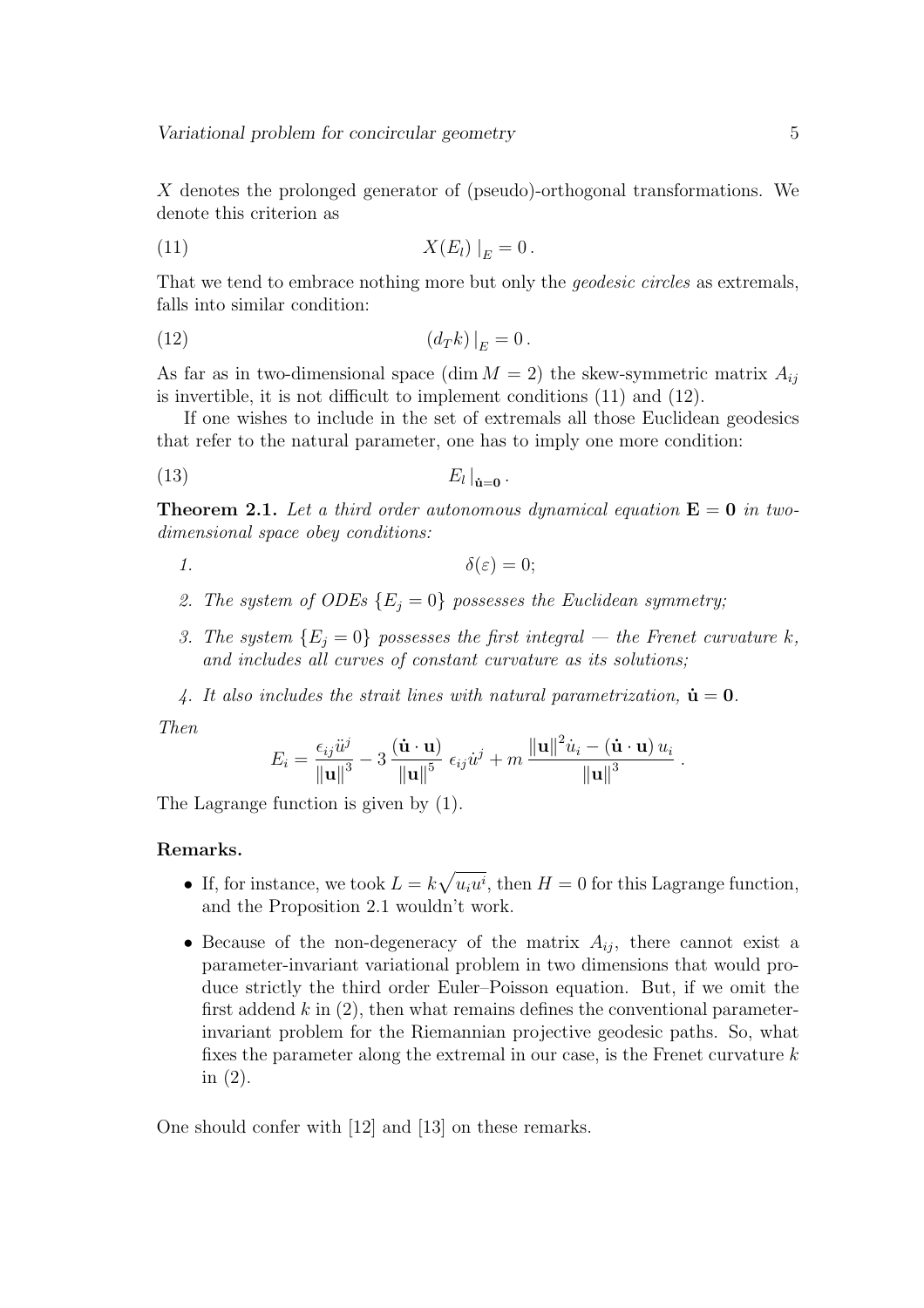$X$ denotes the prolonged generator of (pseudo)-orthogonal transformations. We denote this criterion as

$$X(E_l)\,\big|_E = 0\,. \tag{11}$$

That we tend to embrace nothing more but only the *geodesic circles* as extremals, falls into similar condition:

$$(d_T k)\,\big|_E = 0\,. \tag{12}$$

As far as in two-dimensional space ($\dim M = 2$) the skew-symmetric matrix $A_{ij}$ is invertible, it is not difficult to implement conditions (11) and (12).

If one wishes to include in the set of extremals all those Euclidean geodesics that refer to the natural parameter, one has to imply one more condition:

$$E_l\,\big|_{\dot{\mathbf{u}}=\mathbf{0}}\,. \tag{13}$$

**Theorem 2.1.** *Let a third order autonomous dynamical equation $\mathbf{E} = \mathbf{0}$ in two-dimensional space obey conditions:*

1. $$\delta(\varepsilon) = 0;$$
2. *The system of ODEs $\{E_j = 0\}$ possesses the Euclidean symmetry;*
3. *The system $\{E_j = 0\}$ possesses the first integral — the Frenet curvature $k$, and includes all curves of constant curvature as its solutions;*
4. *It also includes the strait lines with natural parametrization, $\dot{\mathbf{u}} = \mathbf{0}$.*

*Then*

$$E_i = \frac{\epsilon_{ij}\ddot{u}^j}{\|\mathbf{u}\|^3} - 3\,\frac{(\dot{\mathbf{u}}\cdot\mathbf{u})}{\|\mathbf{u}\|^5}\;\epsilon_{ij}\dot{u}^j + m\,\frac{\|\mathbf{u}\|^2\dot{u}_i - (\dot{\mathbf{u}}\cdot\mathbf{u})\,u_i}{\|\mathbf{u}\|^3}\,.$$

The Lagrange function is given by (1).

**Remarks.**

- If, for instance, we took $L = k\sqrt{u_i u^i}$, then $H = 0$ for this Lagrange function, and the Proposition 2.1 wouldn't work.
- Because of the non-degeneracy of the matrix $A_{ij}$, there cannot exist a parameter-invariant variational problem in two dimensions that would produce strictly the third order Euler–Poisson equation. But, if we omit the first addend $k$ in (2), then what remains defines the conventional parameter-invariant problem for the Riemannian projective geodesic paths. So, what fixes the parameter along the extremal in our case, is the Frenet curvature $k$ in (2).

One should confer with [12] and [13] on these remarks.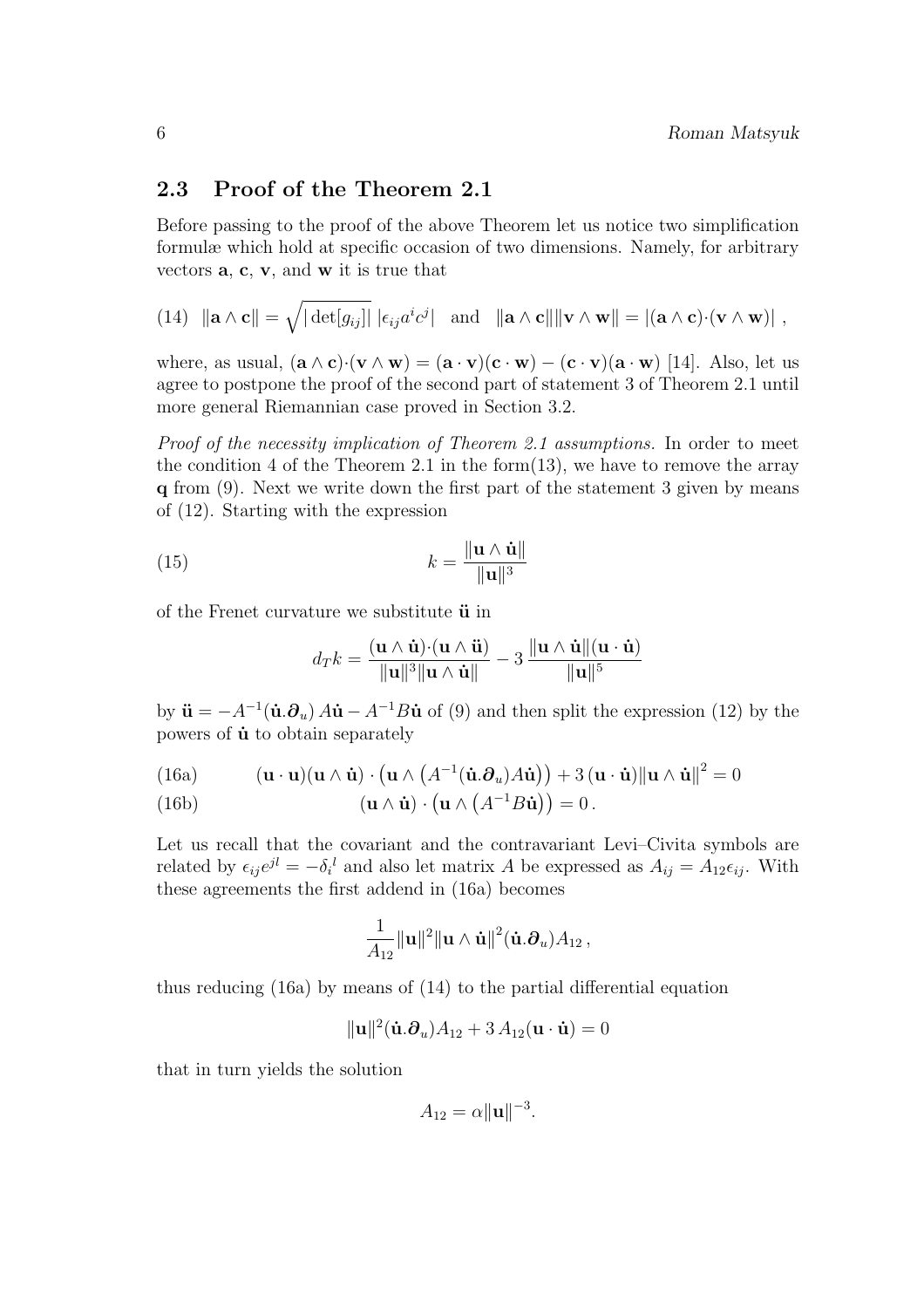## 2.3 Proof of the Theorem 2.1

Before passing to the proof of the above Theorem let us notice two simplification formulæ which hold at specific occasion of two dimensions. Namely, for arbitrary vectors $\mathbf{a}$, $\mathbf{c}$, $\mathbf{v}$, and $\mathbf{w}$ it is true that

$$\text{(14)}\quad \|\mathbf{a}\wedge\mathbf{c}\| = \sqrt{|\det[g_{ij}]|}\,|\epsilon_{ij}a^i c^j| \quad \text{and} \quad \|\mathbf{a}\wedge\mathbf{c}\|\|\mathbf{v}\wedge\mathbf{w}\| = |(\mathbf{a}\wedge\mathbf{c})\cdot(\mathbf{v}\wedge\mathbf{w})|\,,$$

where, as usual, $(\mathbf{a}\wedge\mathbf{c})\cdot(\mathbf{v}\wedge\mathbf{w}) = (\mathbf{a}\cdot\mathbf{v})(\mathbf{c}\cdot\mathbf{w}) - (\mathbf{c}\cdot\mathbf{v})(\mathbf{a}\cdot\mathbf{w})$ [14]. Also, let us agree to postpone the proof of the second part of statement 3 of Theorem 2.1 until more general Riemannian case proved in Section 3.2.

*Proof of the necessity implication of Theorem 2.1 assumptions.* In order to meet the condition 4 of the Theorem 2.1 in the form(13), we have to remove the array $\mathbf{q}$ from (9). Next we write down the first part of the statement 3 given by means of (12). Starting with the expression

$$k = \frac{\|\mathbf{u}\wedge\dot{\mathbf{u}}\|}{\|\mathbf{u}\|^3} \tag{15}$$

of the Frenet curvature we substitute $\ddot{\mathbf{u}}$ in

$$d_T k = \frac{(\mathbf{u}\wedge\dot{\mathbf{u}})\cdot(\mathbf{u}\wedge\ddot{\mathbf{u}})}{\|\mathbf{u}\|^3\|\mathbf{u}\wedge\dot{\mathbf{u}}\|} - 3\,\frac{\|\mathbf{u}\wedge\dot{\mathbf{u}}\|(\mathbf{u}\cdot\dot{\mathbf{u}})}{\|\mathbf{u}\|^5}$$

by $\ddot{\mathbf{u}} = -A^{-1}(\dot{\mathbf{u}}.\boldsymbol{\partial}_u)\,A\dot{\mathbf{u}} - A^{-1}B\dot{\mathbf{u}}$ of (9) and then split the expression (12) by the powers of $\dot{\mathbf{u}}$ to obtain separately

$$(\mathbf{u}\cdot\mathbf{u})(\mathbf{u}\wedge\dot{\mathbf{u}})\cdot\big(\mathbf{u}\wedge\big(A^{-1}(\dot{\mathbf{u}}.\boldsymbol{\partial}_u)A\dot{\mathbf{u}}\big)\big) + 3\,(\mathbf{u}\cdot\dot{\mathbf{u}})\|\mathbf{u}\wedge\dot{\mathbf{u}}\|^2 = 0 \tag{16a}$$

$$(\mathbf{u}\wedge\dot{\mathbf{u}})\cdot\big(\mathbf{u}\wedge\big(A^{-1}B\dot{\mathbf{u}}\big)\big) = 0\,. \tag{16b}$$

Let us recall that the covariant and the contravariant Levi–Civita symbols are related by $\epsilon_{ij}e^{jl} = -\delta_i{}^l$ and also let matrix $A$ be expressed as $A_{ij} = A_{12}\epsilon_{ij}$. With these agreements the first addend in (16a) becomes

$$\frac{1}{A_{12}}\|\mathbf{u}\|^2\|\mathbf{u}\wedge\dot{\mathbf{u}}\|^2(\dot{\mathbf{u}}.\boldsymbol{\partial}_u)A_{12}\,,$$

thus reducing (16a) by means of (14) to the partial differential equation

$$\|\mathbf{u}\|^2(\dot{\mathbf{u}}.\boldsymbol{\partial}_u)A_{12} + 3\,A_{12}(\mathbf{u}\cdot\dot{\mathbf{u}}) = 0$$

that in turn yields the solution

$$A_{12} = \alpha\|\mathbf{u}\|^{-3}.$$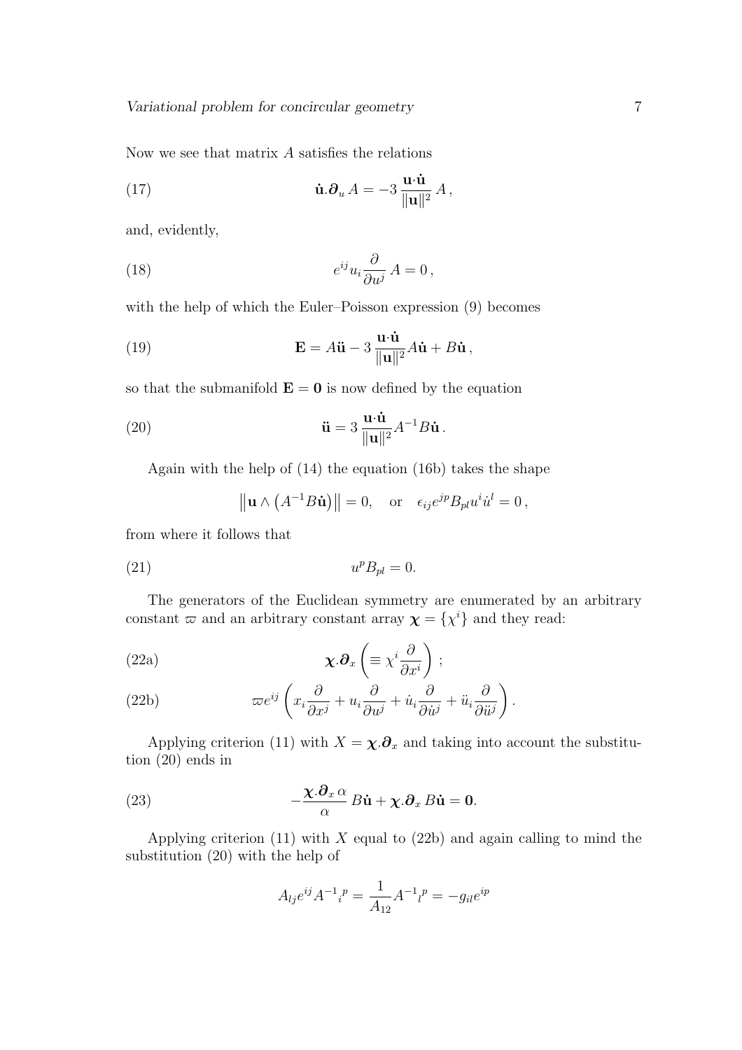Now we see that matrix $A$ satisfies the relations

$$\dot{\mathbf{u}}.\boldsymbol{\partial}_u A = -3\,\frac{\mathbf{u}\cdot\dot{\mathbf{u}}}{\|\mathbf{u}\|^2}\,A\,, \tag{17}$$

and, evidently,

$$e^{ij}u_i\frac{\partial}{\partial u^j}\,A = 0\,, \tag{18}$$

with the help of which the Euler–Poisson expression (9) becomes

$$\mathbf{E} = A\ddot{\mathbf{u}} - 3\,\frac{\mathbf{u}\cdot\dot{\mathbf{u}}}{\|\mathbf{u}\|^2}A\dot{\mathbf{u}} + B\dot{\mathbf{u}}\,, \tag{19}$$

so that the submanifold $\mathbf{E} = \mathbf{0}$ is now defined by the equation

$$\ddot{\mathbf{u}} = 3\,\frac{\mathbf{u}\cdot\dot{\mathbf{u}}}{\|\mathbf{u}\|^2}A^{-1}B\dot{\mathbf{u}}\,. \tag{20}$$

Again with the help of (14) the equation (16b) takes the shape

$$\left\|\mathbf{u}\wedge\left(A^{-1}B\dot{\mathbf{u}}\right)\right\| = 0, \quad \text{or} \quad \epsilon_{ij}e^{jp}B_{pl}u^i\dot{u}^l = 0\,,$$

from where it follows that

$$u^pB_{pl} = 0. \tag{21}$$

The generators of the Euclidean symmetry are enumerated by an arbitrary constant $\varpi$ and an arbitrary constant array $\boldsymbol{\chi} = \{\chi^i\}$ and they read:

$$\boldsymbol{\chi}.\boldsymbol{\partial}_x\left(\equiv \chi^i\frac{\partial}{\partial x^i}\right)\,; \tag{22a}$$

$$\varpi e^{ij}\left(x_i\frac{\partial}{\partial x^j} + u_i\frac{\partial}{\partial u^j} + \dot{u}_i\frac{\partial}{\partial \dot{u}^j} + \ddot{u}_i\frac{\partial}{\partial \ddot{u}^j}\right). \tag{22b}$$

Applying criterion (11) with $X = \boldsymbol{\chi}.\boldsymbol{\partial}_x$ and taking into account the substitution (20) ends in

$$-\frac{\boldsymbol{\chi}.\boldsymbol{\partial}_x\,\alpha}{\alpha}\,B\dot{\mathbf{u}} + \boldsymbol{\chi}.\boldsymbol{\partial}_x\,B\dot{\mathbf{u}} = \mathbf{0}. \tag{23}$$

Applying criterion (11) with $X$ equal to (22b) and again calling to mind the substitution (20) with the help of

$$A_{lj}e^{ij}{A^{-1}}_i{}^p = \frac{1}{A_{12}}{A^{-1}}_l{}^p = -g_{il}e^{ip}$$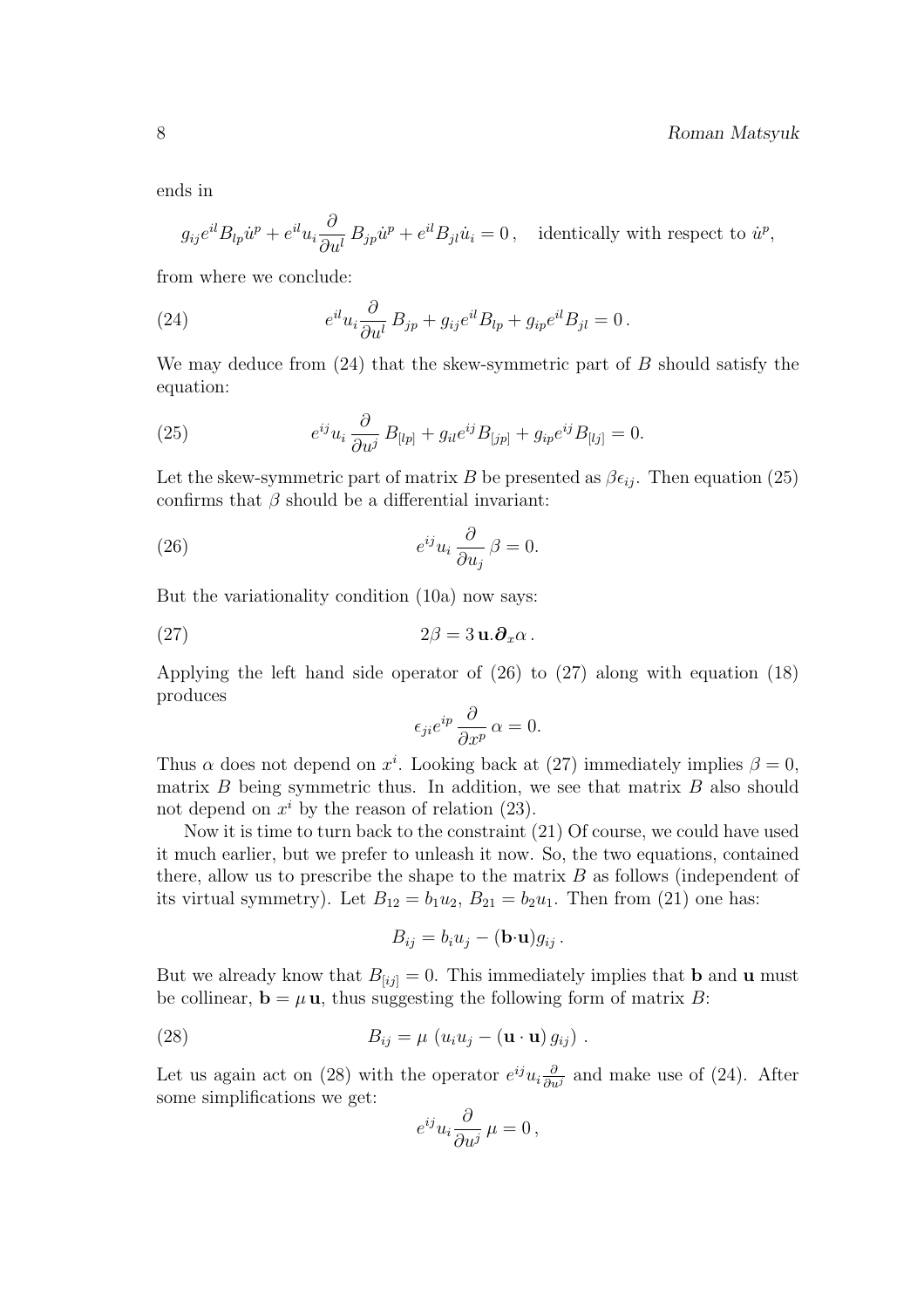ends in

$$g_{ij}e^{il}B_{lp}\dot{u}^p + e^{il}u_i\frac{\partial}{\partial u^l}\,B_{jp}\dot{u}^p + e^{il}B_{jl}\dot{u}_i = 0\,, \quad \text{identically with respect to } \dot{u}^p,$$

from where we conclude:

$$e^{il}u_i\frac{\partial}{\partial u^l}\,B_{jp} + g_{ij}e^{il}B_{lp} + g_{ip}e^{il}B_{jl} = 0\,. \tag{24}$$

We may deduce from (24) that the skew-symmetric part of $B$ should satisfy the equation:

$$e^{ij}u_i\,\frac{\partial}{\partial u^j}\,B_{[lp]} + g_{il}e^{ij}B_{[jp]} + g_{ip}e^{ij}B_{[lj]} = 0. \tag{25}$$

Let the skew-symmetric part of matrix $B$ be presented as $\beta\epsilon_{ij}$. Then equation (25) confirms that $\beta$ should be a differential invariant:

$$e^{ij}u_i\,\frac{\partial}{\partial u_j}\,\beta = 0. \tag{26}$$

But the variationality condition (10a) now says:

$$2\beta = 3\,\mathbf{u}.\boldsymbol{\partial}_x\alpha\,. \tag{27}$$

Applying the left hand side operator of (26) to (27) along with equation (18) produces

$$\epsilon_{ji}e^{ip}\,\frac{\partial}{\partial x^p}\,\alpha = 0.$$

Thus $\alpha$ does not depend on $x^i$. Looking back at (27) immediately implies $\beta = 0$, matrix $B$ being symmetric thus. In addition, we see that matrix $B$ also should not depend on $x^i$ by the reason of relation (23).

Now it is time to turn back to the constraint (21) Of course, we could have used it much earlier, but we prefer to unleash it now. So, the two equations, contained there, allow us to prescribe the shape to the matrix $B$ as follows (independent of its virtual symmetry). Let $B_{12} = b_1u_2$, $B_{21} = b_2u_1$. Then from (21) one has:

$$B_{ij} = b_iu_j - (\mathbf{b}{\cdot}\mathbf{u})g_{ij}\,.$$

But we already know that $B_{[ij]} = 0$. This immediately implies that $\mathbf{b}$ and $\mathbf{u}$ must be collinear, $\mathbf{b} = \mu\,\mathbf{u}$, thus suggesting the following form of matrix $B$:

$$B_{ij} = \mu\,\left(u_iu_j - (\mathbf{u}\cdot\mathbf{u})\,g_{ij}\right)\,. \tag{28}$$

Let us again act on (28) with the operator $e^{ij}u_i\frac{\partial}{\partial u^j}$ and make use of (24). After some simplifications we get:

$$e^{ij}u_i\frac{\partial}{\partial u^j}\,\mu = 0\,,$$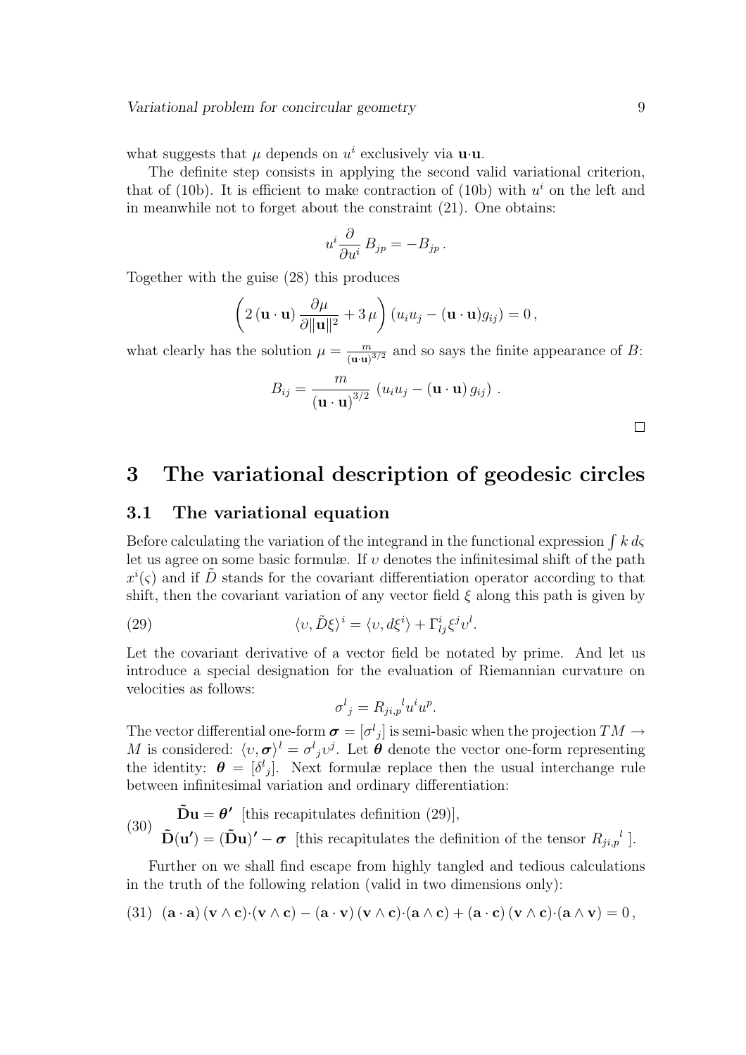what suggests that $\mu$ depends on $u^i$ exclusively via $\mathbf{u}\cdot\mathbf{u}$.

The definite step consists in applying the second valid variational criterion, that of (10b). It is efficient to make contraction of (10b) with $u^i$ on the left and in meanwhile not to forget about the constraint (21). One obtains:

$$u^i \frac{\partial}{\partial u^i}\, B_{jp} = -B_{jp}\,.$$

Together with the guise (28) this produces

$$\left( 2\,(\mathbf{u}\cdot\mathbf{u})\,\frac{\partial \mu}{\partial \|\mathbf{u}\|^2} + 3\,\mu \right)(u_i u_j - (\mathbf{u}\cdot\mathbf{u}) g_{ij}) = 0\,,$$

what clearly has the solution $\mu = \frac{m}{(\mathbf{u}\cdot\mathbf{u})^{3/2}}$ and so says the finite appearance of $B$:

$$B_{ij} = \frac{m}{(\mathbf{u}\cdot\mathbf{u})^{3/2}}\,\left(u_i u_j - (\mathbf{u}\cdot\mathbf{u})\, g_{ij}\right)\,.$$

□

# 3 The variational description of geodesic circles

## 3.1 The variational equation

Before calculating the variation of the integrand in the functional expression $\int k\, d\varsigma$ let us agree on some basic formulæ. If $\upsilon$ denotes the infinitesimal shift of the path $x^i(\varsigma)$ and if $\tilde{D}$ stands for the covariant differentiation operator according to that shift, then the covariant variation of any vector field $\xi$ along this path is given by

$$\langle \upsilon, \tilde{D}\xi\rangle^i = \langle \upsilon, d\xi^i\rangle + \Gamma^i_{lj}\xi^j \upsilon^l. \tag{29}$$

Let the covariant derivative of a vector field be notated by prime. And let us introduce a special designation for the evaluation of Riemannian curvature on velocities as follows:

$$\sigma^l{}_j = R_{ji,p}{}^l u^i u^p.$$

The vector differential one-form $\boldsymbol{\sigma} = [\sigma^l{}_j]$ is semi-basic when the projection $TM \to M$ is considered: $\langle \upsilon, \boldsymbol{\sigma}\rangle^l = \sigma^l{}_j \upsilon^j$. Let $\boldsymbol{\theta}$ denote the vector one-form representing the identity: $\boldsymbol{\theta} = [\delta^l{}_j]$. Next formulæ replace then the usual interchange rule between infinitesimal variation and ordinary differentiation:

$$\begin{aligned} &\tilde{\mathbf{D}}\mathbf{u} = \boldsymbol{\theta'} \ \ \text{[this recapitulates definition (29)]},\\ &\tilde{\mathbf{D}}(\mathbf{u'}) = (\tilde{\mathbf{D}}\mathbf{u})' - \boldsymbol{\sigma} \ \ \text{[this recapitulates the definition of the tensor } R_{ji,p}{}^l\text{ ]}. \end{aligned} \tag{30}$$

Further on we shall find escape from highly tangled and tedious calculations in the truth of the following relation (valid in two dimensions only):

$$(\mathbf{a}\cdot\mathbf{a})\,(\mathbf{v}\wedge\mathbf{c})\cdot(\mathbf{v}\wedge\mathbf{c}) - (\mathbf{a}\cdot\mathbf{v})\,(\mathbf{v}\wedge\mathbf{c})\cdot(\mathbf{a}\wedge\mathbf{c}) + (\mathbf{a}\cdot\mathbf{c})\,(\mathbf{v}\wedge\mathbf{c})\cdot(\mathbf{a}\wedge\mathbf{v}) = 0\,, \tag{31}$$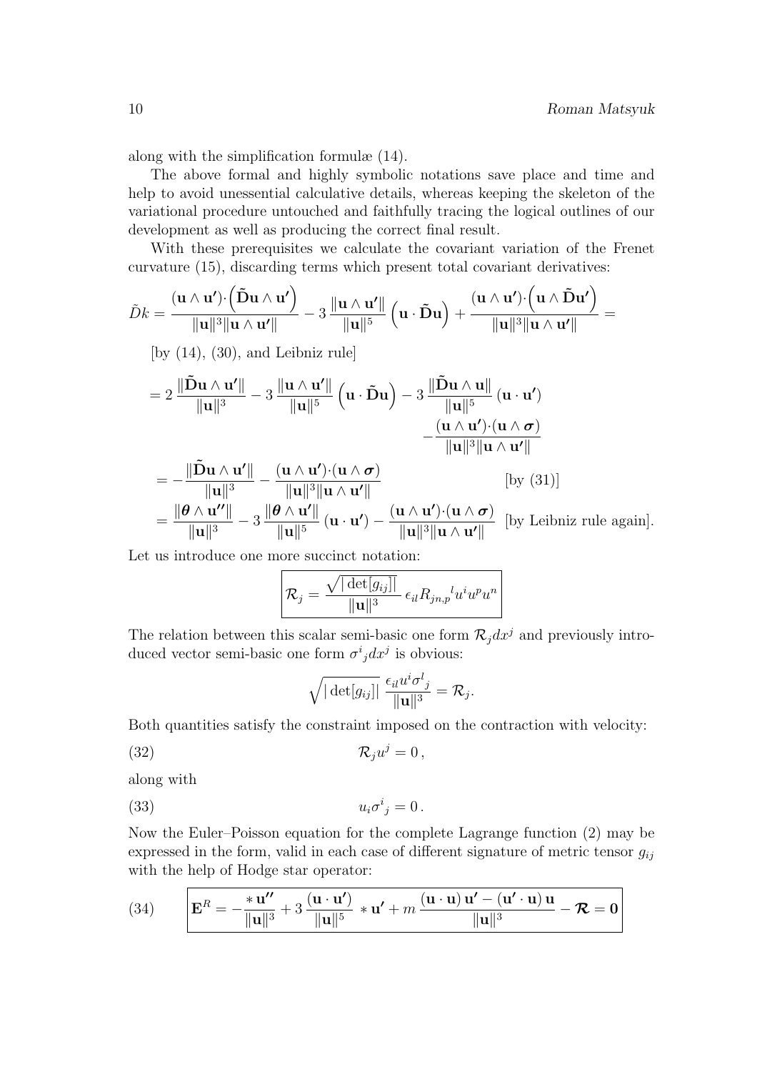along with the simplification formulæ (14).

The above formal and highly symbolic notations save place and time and help to avoid unessential calculative details, whereas keeping the skeleton of the variational procedure untouched and faithfully tracing the logical outlines of our development as well as producing the correct final result.

With these prerequisites we calculate the covariant variation of the Frenet curvature (15), discarding terms which present total covariant derivatives:

$$
\tilde{D}k = \frac{(\mathbf{u}\wedge\mathbf{u'})\cdot\left(\tilde{\mathbf{D}}\mathbf{u}\wedge\mathbf{u'}\right)}{\|\mathbf{u}\|^3\|\mathbf{u}\wedge\mathbf{u'}\|} - 3\,\frac{\|\mathbf{u}\wedge\mathbf{u'}\|}{\|\mathbf{u}\|^5}\left(\mathbf{u}\cdot\tilde{\mathbf{D}}\mathbf{u}\right) + \frac{(\mathbf{u}\wedge\mathbf{u'})\cdot\left(\mathbf{u}\wedge\tilde{\mathbf{D}}\mathbf{u'}\right)}{\|\mathbf{u}\|^3\|\mathbf{u}\wedge\mathbf{u'}\|} =
$$

[by (14), (30), and Leibniz rule]

$$
= 2\,\frac{\|\tilde{\mathbf{D}}\mathbf{u}\wedge\mathbf{u'}\|}{\|\mathbf{u}\|^3} - 3\,\frac{\|\mathbf{u}\wedge\mathbf{u'}\|}{\|\mathbf{u}\|^5}\left(\mathbf{u}\cdot\tilde{\mathbf{D}}\mathbf{u}\right) - 3\,\frac{\|\tilde{\mathbf{D}}\mathbf{u}\wedge\mathbf{u}\|}{\|\mathbf{u}\|^5}\left(\mathbf{u}\cdot\mathbf{u'}\right) - \frac{(\mathbf{u}\wedge\mathbf{u'})\cdot(\mathbf{u}\wedge\boldsymbol{\sigma})}{\|\mathbf{u}\|^3\|\mathbf{u}\wedge\mathbf{u'}\|}
$$

$$
= -\frac{\|\tilde{\mathbf{D}}\mathbf{u}\wedge\mathbf{u'}\|}{\|\mathbf{u}\|^3} - \frac{(\mathbf{u}\wedge\mathbf{u'})\cdot(\mathbf{u}\wedge\boldsymbol{\sigma})}{\|\mathbf{u}\|^3\|\mathbf{u}\wedge\mathbf{u'}\|} \qquad \text{[by (31)]}
$$

$$
= \frac{\|\boldsymbol{\theta}\wedge\mathbf{u''}\|}{\|\mathbf{u}\|^3} - 3\,\frac{\|\boldsymbol{\theta}\wedge\mathbf{u'}\|}{\|\mathbf{u}\|^5}\left(\mathbf{u}\cdot\mathbf{u'}\right) - \frac{(\mathbf{u}\wedge\mathbf{u'})\cdot(\mathbf{u}\wedge\boldsymbol{\sigma})}{\|\mathbf{u}\|^3\|\mathbf{u}\wedge\mathbf{u'}\|} \quad \text{[by Leibniz rule again].}
$$

Let us introduce one more succinct notation:

$$
\boxed{\mathcal{R}_j = \frac{\sqrt{|\det[g_{ij}]|}}{\|\mathbf{u}\|^3}\,\epsilon_{il}R_{jn,p}{}^{l}u^i u^p u^n}
$$

The relation between this scalar semi-basic one form $\mathcal{R}_j dx^j$ and previously introduced vector semi-basic one form $\sigma^i{}_j dx^j$ is obvious:

$$
\sqrt{|\det[g_{ij}]|}\;\frac{\epsilon_{il}u^i\sigma^l{}_j}{\|\mathbf{u}\|^3} = \mathcal{R}_j.
$$

Both quantities satisfy the constraint imposed on the contraction with velocity:

$$
\mathcal{R}_j u^j = 0\,, \tag{32}
$$

along with

$$
u_i\sigma^i{}_j = 0\,. \tag{33}
$$

Now the Euler–Poisson equation for the complete Lagrange function (2) may be expressed in the form, valid in each case of different signature of metric tensor $g_{ij}$ with the help of Hodge star operator:

$$
\boxed{\mathbf{E}^R = -\frac{*\,\mathbf{u''}}{\|\mathbf{u}\|^3} + 3\,\frac{(\mathbf{u}\cdot\mathbf{u'})}{\|\mathbf{u}\|^5}\;*\,\mathbf{u'} + m\,\frac{(\mathbf{u}\cdot\mathbf{u})\,\mathbf{u'} - (\mathbf{u'}\cdot\mathbf{u})\,\mathbf{u}}{\|\mathbf{u}\|^3} - \boldsymbol{\mathcal{R}} = \mathbf{0}} \tag{34}
$$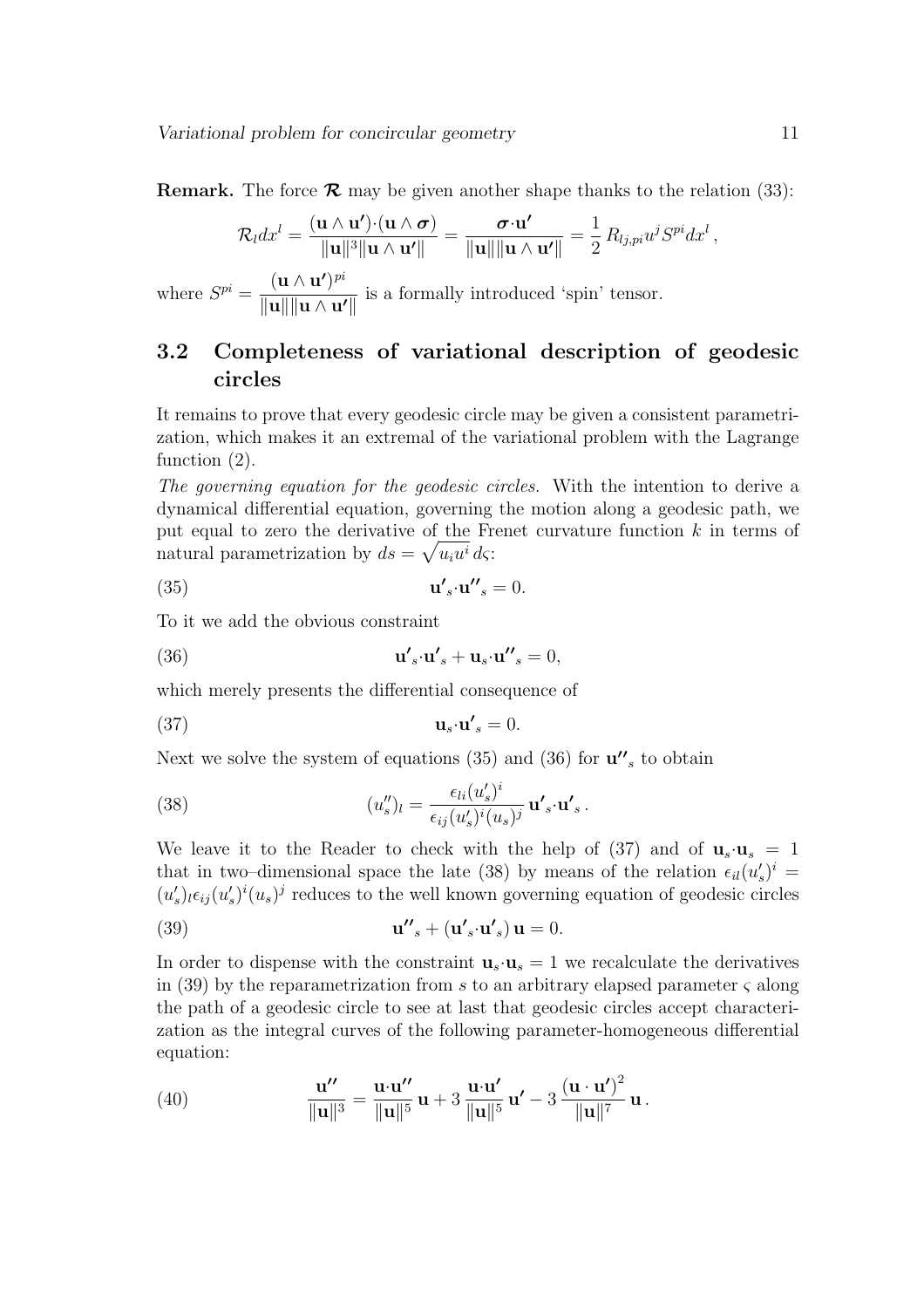**Remark.** The force $\boldsymbol{\mathcal{R}}$ may be given another shape thanks to the relation (33):

$$\mathcal{R}_l dx^l = \frac{(\mathbf{u}\wedge\mathbf{u'})\cdot(\mathbf{u}\wedge\boldsymbol{\sigma})}{\|\mathbf{u}\|^3\|\mathbf{u}\wedge\mathbf{u'}\|} = \frac{\boldsymbol{\sigma}\cdot\mathbf{u'}}{\|\mathbf{u}\|\|\mathbf{u}\wedge\mathbf{u'}\|} = \frac{1}{2}\,R_{lj,pi}u^j S^{pi} dx^l\,,$$

where $S^{pi} = \dfrac{(\mathbf{u}\wedge\mathbf{u'})^{pi}}{\|\mathbf{u}\|\|\mathbf{u}\wedge\mathbf{u'}\|}$ is a formally introduced 'spin' tensor.

## 3.2 Completeness of variational description of geodesic circles

It remains to prove that every geodesic circle may be given a consistent parametrization, which makes it an extremal of the variational problem with the Lagrange function (2).

*The governing equation for the geodesic circles.* With the intention to derive a dynamical differential equation, governing the motion along a geodesic path, we put equal to zero the derivative of the Frenet curvature function $k$ in terms of natural parametrization by $ds = \sqrt{u_i u^i}\,d\varsigma$:

$$\mathbf{u'}_s\cdot\mathbf{u''}_s = 0. \tag{35}$$

To it we add the obvious constraint

$$\mathbf{u'}_s\cdot\mathbf{u'}_s + \mathbf{u}_s\cdot\mathbf{u''}_s = 0, \tag{36}$$

which merely presents the differential consequence of

$$\mathbf{u}_s\cdot\mathbf{u'}_s = 0. \tag{37}$$

Next we solve the system of equations (35) and (36) for $\mathbf{u''}_s$ to obtain

$$(u''_s)_l = \frac{\epsilon_{li}(u'_s)^i}{\epsilon_{ij}(u'_s)^i(u_s)^j}\,\mathbf{u'}_s\cdot\mathbf{u'}_s\,. \tag{38}$$

We leave it to the Reader to check with the help of (37) and of $\mathbf{u}_s\cdot\mathbf{u}_s = 1$ that in two–dimensional space the late (38) by means of the relation $\epsilon_{il}(u'_s)^i = (u'_s)_l\epsilon_{ij}(u'_s)^i(u_s)^j$ reduces to the well known governing equation of geodesic circles

$$\mathbf{u''}_s + (\mathbf{u'}_s\cdot\mathbf{u'}_s)\,\mathbf{u} = 0. \tag{39}$$

In order to dispense with the constraint $\mathbf{u}_s\cdot\mathbf{u}_s = 1$ we recalculate the derivatives in (39) by the reparametrization from $s$ to an arbitrary elapsed parameter $\varsigma$ along the path of a geodesic circle to see at last that geodesic circles accept characterization as the integral curves of the following parameter-homogeneous differential equation:

$$\frac{\mathbf{u''}}{\|\mathbf{u}\|^3} = \frac{\mathbf{u}\cdot\mathbf{u''}}{\|\mathbf{u}\|^5}\,\mathbf{u} + 3\,\frac{\mathbf{u}\cdot\mathbf{u'}}{\|\mathbf{u}\|^5}\,\mathbf{u'} - 3\,\frac{(\mathbf{u}\cdot\mathbf{u'})^2}{\|\mathbf{u}\|^7}\,\mathbf{u}\,. \tag{40}$$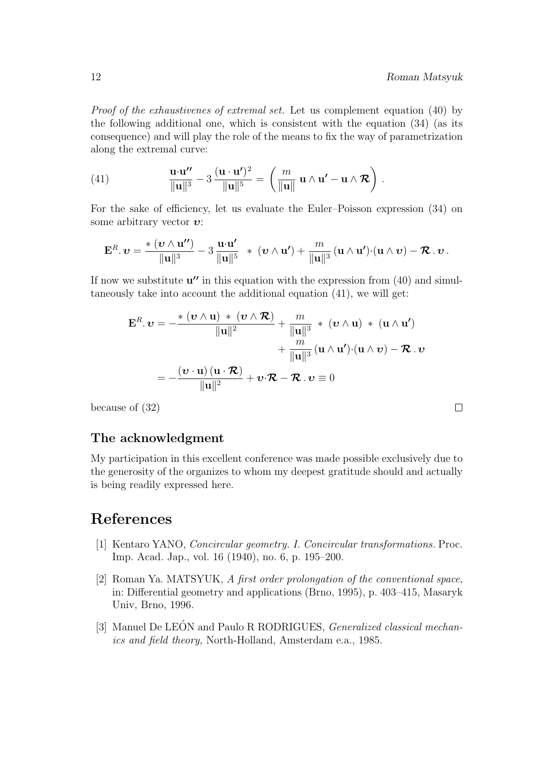*Proof of the exhaustivenes of extremal set.* Let us complement equation (40) by the following additional one, which is consistent with the equation (34) (as its consequence) and will play the role of the means to fix the way of parametrization along the extremal curve:

$$\frac{\mathbf{u}\cdot\mathbf{u''}}{\|\mathbf{u}\|^3} - 3\,\frac{(\mathbf{u}\cdot\mathbf{u'})^2}{\|\mathbf{u}\|^5} = \left( \frac{m}{\|\mathbf{u}\|}\;\mathbf{u}\wedge\mathbf{u'} - \mathbf{u}\wedge\boldsymbol{\mathcal{R}} \right) . \tag{41}$$

For the sake of efficiency, let us evaluate the Euler–Poisson expression (34) on some arbitrary vector $\boldsymbol{v}$:

$$\mathbf{E}^R.\,\boldsymbol{v} = \frac{*\,(\boldsymbol{v}\wedge\mathbf{u''})}{\|\mathbf{u}\|^3} - 3\,\frac{\mathbf{u}\cdot\mathbf{u'}}{\|\mathbf{u}\|^5}\;\;*\;(\boldsymbol{v}\wedge\mathbf{u'}) + \frac{m}{\|\mathbf{u}\|^3}\,(\mathbf{u}\wedge\mathbf{u'})\cdot(\mathbf{u}\wedge\boldsymbol{v}) - \boldsymbol{\mathcal{R}}\,.\,\boldsymbol{v}\,.$$

If now we substitute $\mathbf{u''}$ in this equation with the expression from (40) and simultaneously take into account the additional equation (41), we will get:

$$\begin{aligned}
\mathbf{E}^R.\,\boldsymbol{v} &= -\frac{*\,(\boldsymbol{v}\wedge\mathbf{u})\;*\;(\boldsymbol{v}\wedge\boldsymbol{\mathcal{R}})}{\|\mathbf{u}\|^2} + \frac{m}{\|\mathbf{u}\|^3}\;*\;(\boldsymbol{v}\wedge\mathbf{u})\;*\;(\mathbf{u}\wedge\mathbf{u'}) \\
&\qquad\qquad + \frac{m}{\|\mathbf{u}\|^3}\,(\mathbf{u}\wedge\mathbf{u'})\cdot(\mathbf{u}\wedge\boldsymbol{v}) - \boldsymbol{\mathcal{R}}\,.\,\boldsymbol{v} \\
&= -\frac{(\boldsymbol{v}\cdot\mathbf{u})\,(\mathbf{u}\cdot\boldsymbol{\mathcal{R}})}{\|\mathbf{u}\|^2} + \boldsymbol{v}\cdot\boldsymbol{\mathcal{R}} - \boldsymbol{\mathcal{R}}\,.\,\boldsymbol{v} \equiv 0
\end{aligned}$$

because of (32) $\square$

## The acknowledgment

My participation in this excellent conference was made possible exclusively due to the generosity of the organizes to whom my deepest gratitude should and actually is being readily expressed here.

# References

[1] Kentaro YANO, *Concircular geometry. I. Concircular transformations.* Proc. Imp. Acad. Jap., vol. 16 (1940), no. 6, p. 195–200.

[2] Roman Ya. MATSYUK, *A first order prolongation of the conventional space*, in: Differential geometry and applications (Brno, 1995), p. 403–415, Masaryk Univ, Brno, 1996.

[3] Manuel De LEÓN and Paulo R RODRIGUES, *Generalized classical mechanics and field theory,* North-Holland, Amsterdam e.a., 1985.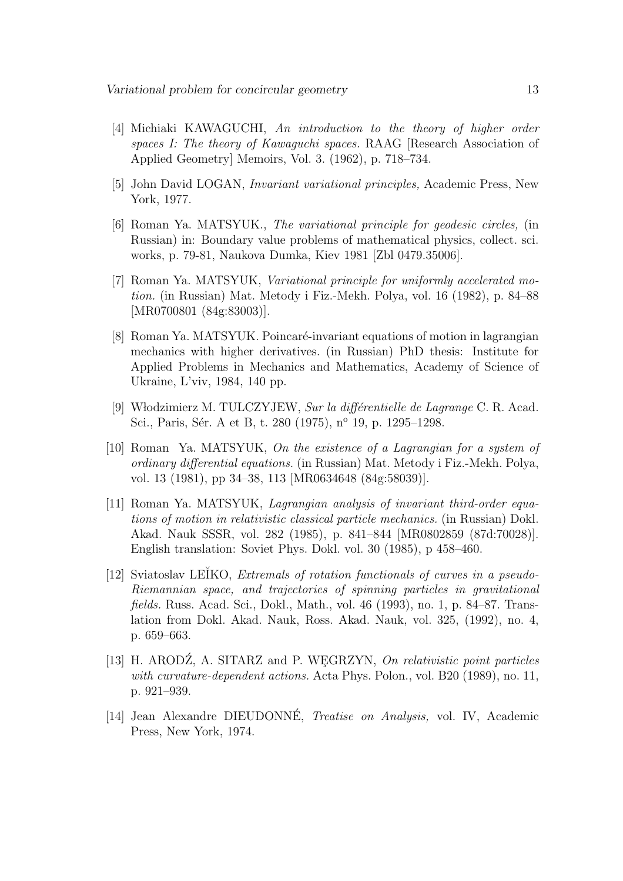[4] Michiaki KAWAGUCHI, *An introduction to the theory of higher order spaces I: The theory of Kawaguchi spaces.* RAAG [Research Association of Applied Geometry] Memoirs, Vol. 3. (1962), p. 718–734.

[5] John David LOGAN, *Invariant variational principles,* Academic Press, New York, 1977.

[6] Roman Ya. MATSYUK., *The variational principle for geodesic circles,* (in Russian) in: Boundary value problems of mathematical physics, collect. sci. works, p. 79-81, Naukova Dumka, Kiev 1981 [Zbl 0479.35006].

[7] Roman Ya. MATSYUK, *Variational principle for uniformly accelerated motion.* (in Russian) Mat. Metody i Fiz.-Mekh. Polya, vol. 16 (1982), p. 84–88 [MR0700801 (84g:83003)].

[8] Roman Ya. MATSYUK. Poincaré-invariant equations of motion in lagrangian mechanics with higher derivatives. (in Russian) PhD thesis: Institute for Applied Problems in Mechanics and Mathematics, Academy of Science of Ukraine, L'viv, 1984, 140 pp.

[9] Włodzimierz M. TULCZYJEW, *Sur la différentielle de Lagrange* C. R. Acad. Sci., Paris, Sér. A et B, t. 280 (1975), n° 19, p. 1295–1298.

[10] Roman Ya. MATSYUK, *On the existence of a Lagrangian for a system of ordinary differential equations.* (in Russian) Mat. Metody i Fiz.-Mekh. Polya, vol. 13 (1981), pp 34–38, 113 [MR0634648 (84g:58039)].

[11] Roman Ya. MATSYUK, *Lagrangian analysis of invariant third-order equations of motion in relativistic classical particle mechanics.* (in Russian) Dokl. Akad. Nauk SSSR, vol. 282 (1985), p. 841–844 [MR0802859 (87d:70028)]. English translation: Soviet Phys. Dokl. vol. 30 (1985), p 458–460.

[12] Sviatoslav LEǏKO, *Extremals of rotation functionals of curves in a pseudo-Riemannian space, and trajectories of spinning particles in gravitational fields.* Russ. Acad. Sci., Dokl., Math., vol. 46 (1993), no. 1, p. 84–87. Translation from Dokl. Akad. Nauk, Ross. Akad. Nauk, vol. 325, (1992), no. 4, p. 659–663.

[13] H. ARODŹ, A. SITARZ and P. WĘGRZYN, *On relativistic point particles with curvature-dependent actions.* Acta Phys. Polon., vol. B20 (1989), no. 11, p. 921–939.

[14] Jean Alexandre DIEUDONNÉ, *Treatise on Analysis,* vol. IV, Academic Press, New York, 1974.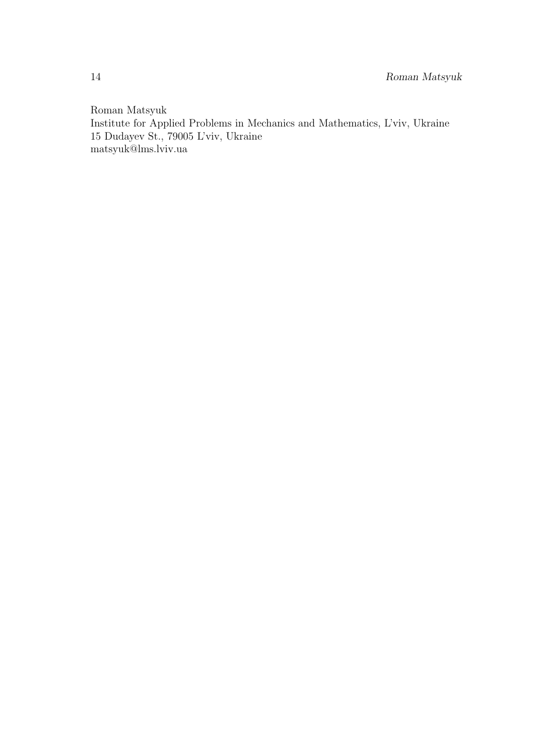Roman Matsyuk
Institute for Applied Problems in Mechanics and Mathematics, L'viv, Ukraine
15 Dudayev St., 79005 L'viv, Ukraine
matsyuk@lms.lviv.ua